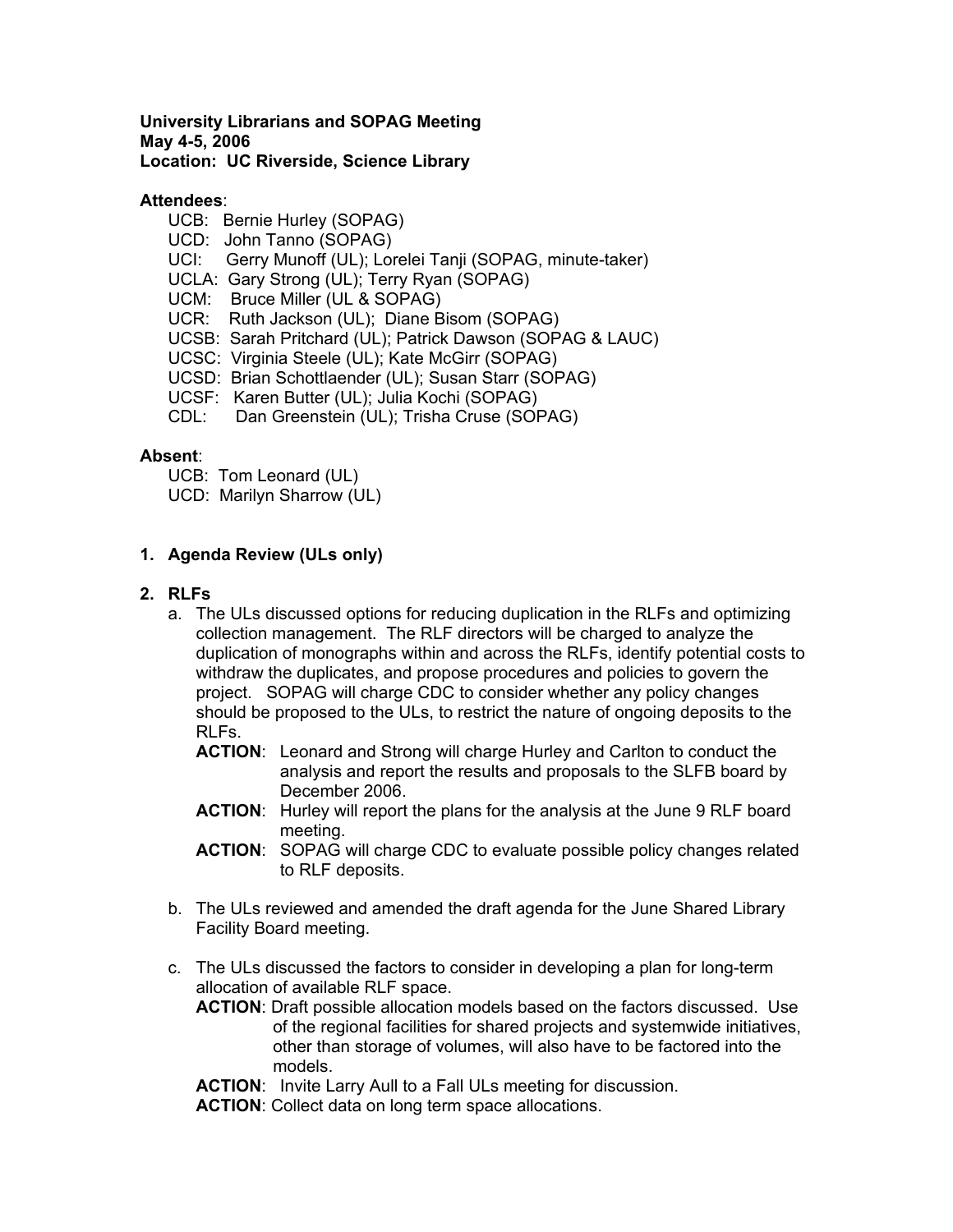**University Librarians and SOPAG Meeting**
**May 4-5, 2006**
**Location: UC Riverside, Science Library**

**Attendees**:

- UCB: Bernie Hurley (SOPAG)
- UCD: John Tanno (SOPAG)
- UCI: Gerry Munoff (UL); Lorelei Tanji (SOPAG, minute-taker)
- UCLA: Gary Strong (UL); Terry Ryan (SOPAG)
- UCM: Bruce Miller (UL & SOPAG)
- UCR: Ruth Jackson (UL); Diane Bisom (SOPAG)
- UCSB: Sarah Pritchard (UL); Patrick Dawson (SOPAG & LAUC)
- UCSC: Virginia Steele (UL); Kate McGirr (SOPAG)
- UCSD: Brian Schottlaender (UL); Susan Starr (SOPAG)
- UCSF: Karen Butter (UL); Julia Kochi (SOPAG)
- CDL: Dan Greenstein (UL); Trisha Cruse (SOPAG)

**Absent**:

- UCB: Tom Leonard (UL)
- UCD: Marilyn Sharrow (UL)

**1. Agenda Review (ULs only)**

**2. RLFs**

a. The ULs discussed options for reducing duplication in the RLFs and optimizing collection management. The RLF directors will be charged to analyze the duplication of monographs within and across the RLFs, identify potential costs to withdraw the duplicates, and propose procedures and policies to govern the project. SOPAG will charge CDC to consider whether any policy changes should be proposed to the ULs, to restrict the nature of ongoing deposits to the RLFs.

**ACTION**: Leonard and Strong will charge Hurley and Carlton to conduct the analysis and report the results and proposals to the SLFB board by December 2006.

**ACTION**: Hurley will report the plans for the analysis at the June 9 RLF board meeting.

**ACTION**: SOPAG will charge CDC to evaluate possible policy changes related to RLF deposits.

b. The ULs reviewed and amended the draft agenda for the June Shared Library Facility Board meeting.

c. The ULs discussed the factors to consider in developing a plan for long-term allocation of available RLF space.

**ACTION**: Draft possible allocation models based on the factors discussed. Use of the regional facilities for shared projects and systemwide initiatives, other than storage of volumes, will also have to be factored into the models.

**ACTION**: Invite Larry Aull to a Fall ULs meeting for discussion.

**ACTION**: Collect data on long term space allocations.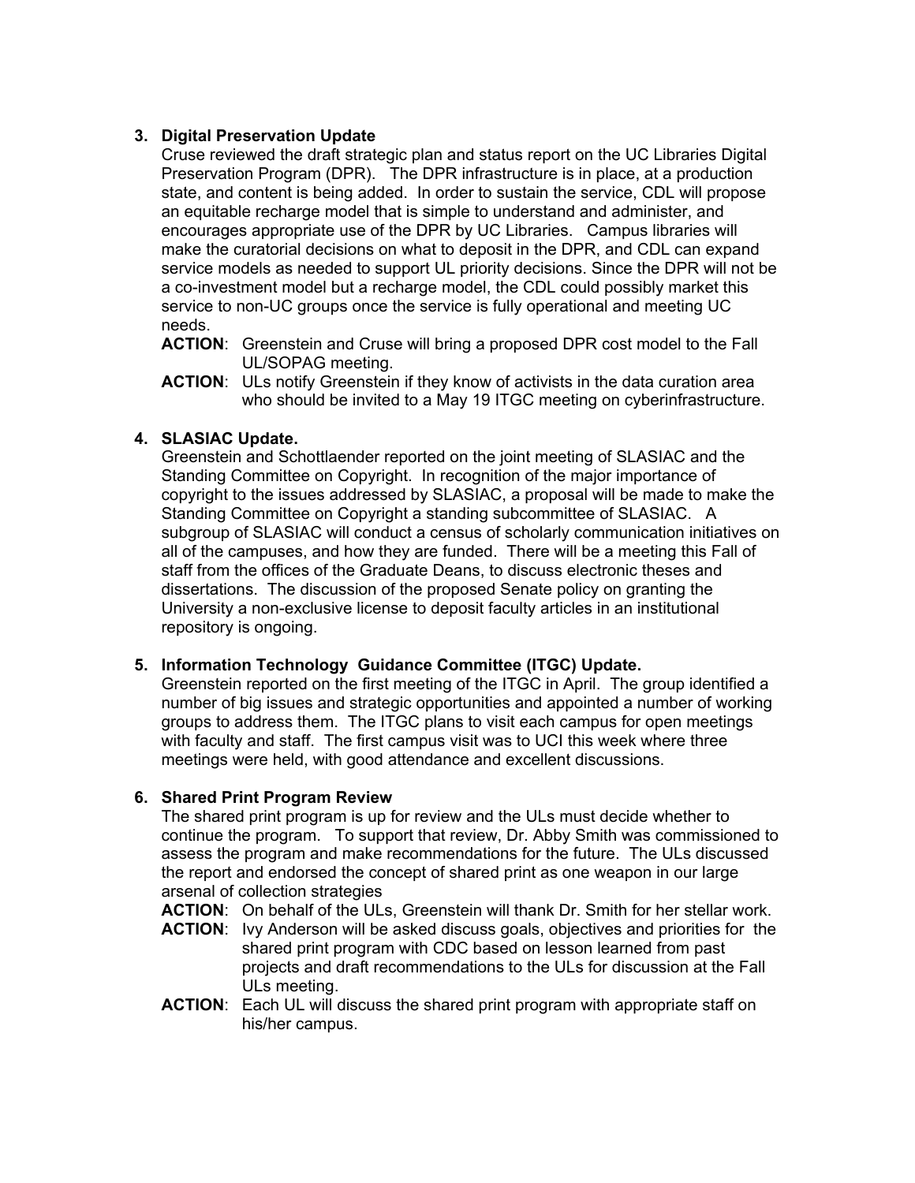3. **Digital Preservation Update**

   Cruse reviewed the draft strategic plan and status report on the UC Libraries Digital Preservation Program (DPR). The DPR infrastructure is in place, at a production state, and content is being added. In order to sustain the service, CDL will propose an equitable recharge model that is simple to understand and administer, and encourages appropriate use of the DPR by UC Libraries. Campus libraries will make the curatorial decisions on what to deposit in the DPR, and CDL can expand service models as needed to support UL priority decisions. Since the DPR will not be a co-investment model but a recharge model, the CDL could possibly market this service to non-UC groups once the service is fully operational and meeting UC needs.

   **ACTION**: Greenstein and Cruse will bring a proposed DPR cost model to the Fall UL/SOPAG meeting.

   **ACTION**: ULs notify Greenstein if they know of activists in the data curation area who should be invited to a May 19 ITGC meeting on cyberinfrastructure.

4. **SLASIAC Update.**

   Greenstein and Schottlaender reported on the joint meeting of SLASIAC and the Standing Committee on Copyright. In recognition of the major importance of copyright to the issues addressed by SLASIAC, a proposal will be made to make the Standing Committee on Copyright a standing subcommittee of SLASIAC. A subgroup of SLASIAC will conduct a census of scholarly communication initiatives on all of the campuses, and how they are funded. There will be a meeting this Fall of staff from the offices of the Graduate Deans, to discuss electronic theses and dissertations. The discussion of the proposed Senate policy on granting the University a non-exclusive license to deposit faculty articles in an institutional repository is ongoing.

5. **Information Technology Guidance Committee (ITGC) Update.**

   Greenstein reported on the first meeting of the ITGC in April. The group identified a number of big issues and strategic opportunities and appointed a number of working groups to address them. The ITGC plans to visit each campus for open meetings with faculty and staff. The first campus visit was to UCI this week where three meetings were held, with good attendance and excellent discussions.

6. **Shared Print Program Review**

   The shared print program is up for review and the ULs must decide whether to continue the program. To support that review, Dr. Abby Smith was commissioned to assess the program and make recommendations for the future. The ULs discussed the report and endorsed the concept of shared print as one weapon in our large arsenal of collection strategies

   **ACTION**: On behalf of the ULs, Greenstein will thank Dr. Smith for her stellar work.

   **ACTION**: Ivy Anderson will be asked discuss goals, objectives and priorities for the shared print program with CDC based on lesson learned from past projects and draft recommendations to the ULs for discussion at the Fall ULs meeting.

   **ACTION**: Each UL will discuss the shared print program with appropriate staff on his/her campus.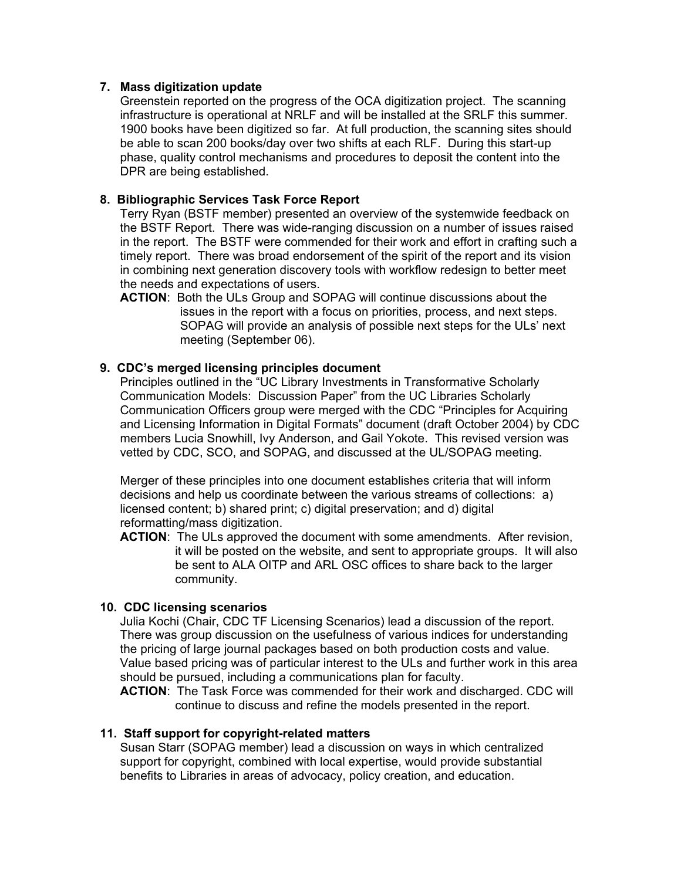**7. Mass digitization update**

Greenstein reported on the progress of the OCA digitization project. The scanning infrastructure is operational at NRLF and will be installed at the SRLF this summer. 1900 books have been digitized so far. At full production, the scanning sites should be able to scan 200 books/day over two shifts at each RLF. During this start-up phase, quality control mechanisms and procedures to deposit the content into the DPR are being established.

**8. Bibliographic Services Task Force Report**

Terry Ryan (BSTF member) presented an overview of the systemwide feedback on the BSTF Report. There was wide-ranging discussion on a number of issues raised in the report. The BSTF were commended for their work and effort in crafting such a timely report. There was broad endorsement of the spirit of the report and its vision in combining next generation discovery tools with workflow redesign to better meet the needs and expectations of users.

**ACTION**: Both the ULs Group and SOPAG will continue discussions about the issues in the report with a focus on priorities, process, and next steps. SOPAG will provide an analysis of possible next steps for the ULs' next meeting (September 06).

**9. CDC's merged licensing principles document**

Principles outlined in the "UC Library Investments in Transformative Scholarly Communication Models: Discussion Paper" from the UC Libraries Scholarly Communication Officers group were merged with the CDC "Principles for Acquiring and Licensing Information in Digital Formats" document (draft October 2004) by CDC members Lucia Snowhill, Ivy Anderson, and Gail Yokote. This revised version was vetted by CDC, SCO, and SOPAG, and discussed at the UL/SOPAG meeting.

Merger of these principles into one document establishes criteria that will inform decisions and help us coordinate between the various streams of collections: a) licensed content; b) shared print; c) digital preservation; and d) digital reformatting/mass digitization.

**ACTION**: The ULs approved the document with some amendments. After revision, it will be posted on the website, and sent to appropriate groups. It will also be sent to ALA OITP and ARL OSC offices to share back to the larger community.

**10. CDC licensing scenarios**

Julia Kochi (Chair, CDC TF Licensing Scenarios) lead a discussion of the report. There was group discussion on the usefulness of various indices for understanding the pricing of large journal packages based on both production costs and value. Value based pricing was of particular interest to the ULs and further work in this area should be pursued, including a communications plan for faculty.

**ACTION**: The Task Force was commended for their work and discharged. CDC will continue to discuss and refine the models presented in the report.

**11. Staff support for copyright-related matters**

Susan Starr (SOPAG member) lead a discussion on ways in which centralized support for copyright, combined with local expertise, would provide substantial benefits to Libraries in areas of advocacy, policy creation, and education.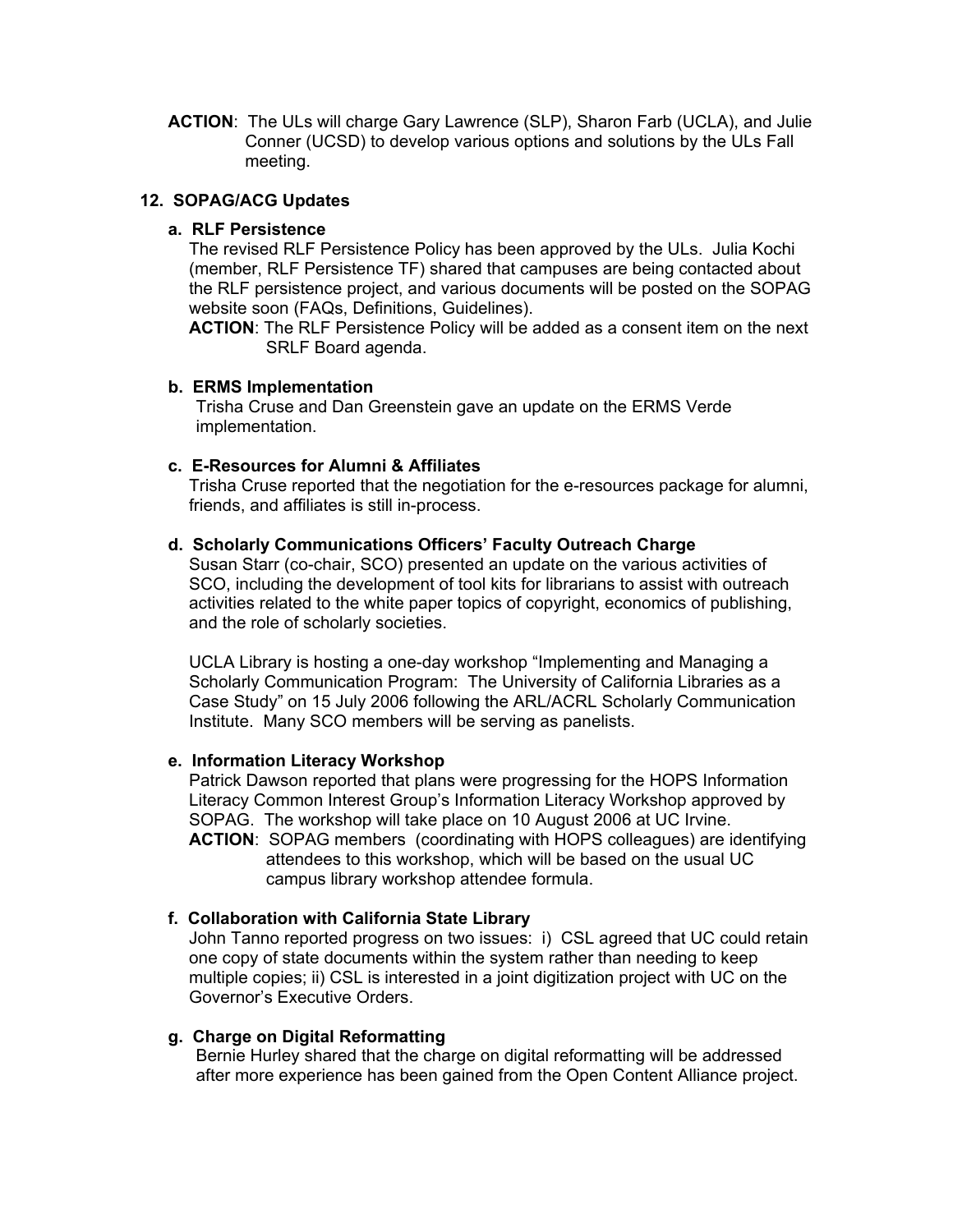**ACTION**: The ULs will charge Gary Lawrence (SLP), Sharon Farb (UCLA), and Julie Conner (UCSD) to develop various options and solutions by the ULs Fall meeting.

## 12. SOPAG/ACG Updates

### a. RLF Persistence

The revised RLF Persistence Policy has been approved by the ULs. Julia Kochi (member, RLF Persistence TF) shared that campuses are being contacted about the RLF persistence project, and various documents will be posted on the SOPAG website soon (FAQs, Definitions, Guidelines).

**ACTION**: The RLF Persistence Policy will be added as a consent item on the next SRLF Board agenda.

### b. ERMS Implementation

Trisha Cruse and Dan Greenstein gave an update on the ERMS Verde implementation.

### c. E-Resources for Alumni & Affiliates

Trisha Cruse reported that the negotiation for the e-resources package for alumni, friends, and affiliates is still in-process.

### d. Scholarly Communications Officers' Faculty Outreach Charge

Susan Starr (co-chair, SCO) presented an update on the various activities of SCO, including the development of tool kits for librarians to assist with outreach activities related to the white paper topics of copyright, economics of publishing, and the role of scholarly societies.

UCLA Library is hosting a one-day workshop "Implementing and Managing a Scholarly Communication Program: The University of California Libraries as a Case Study" on 15 July 2006 following the ARL/ACRL Scholarly Communication Institute. Many SCO members will be serving as panelists.

### e. Information Literacy Workshop

Patrick Dawson reported that plans were progressing for the HOPS Information Literacy Common Interest Group's Information Literacy Workshop approved by SOPAG. The workshop will take place on 10 August 2006 at UC Irvine.

**ACTION**: SOPAG members (coordinating with HOPS colleagues) are identifying attendees to this workshop, which will be based on the usual UC campus library workshop attendee formula.

### f. Collaboration with California State Library

John Tanno reported progress on two issues: i) CSL agreed that UC could retain one copy of state documents within the system rather than needing to keep multiple copies; ii) CSL is interested in a joint digitization project with UC on the Governor's Executive Orders.

### g. Charge on Digital Reformatting

Bernie Hurley shared that the charge on digital reformatting will be addressed after more experience has been gained from the Open Content Alliance project.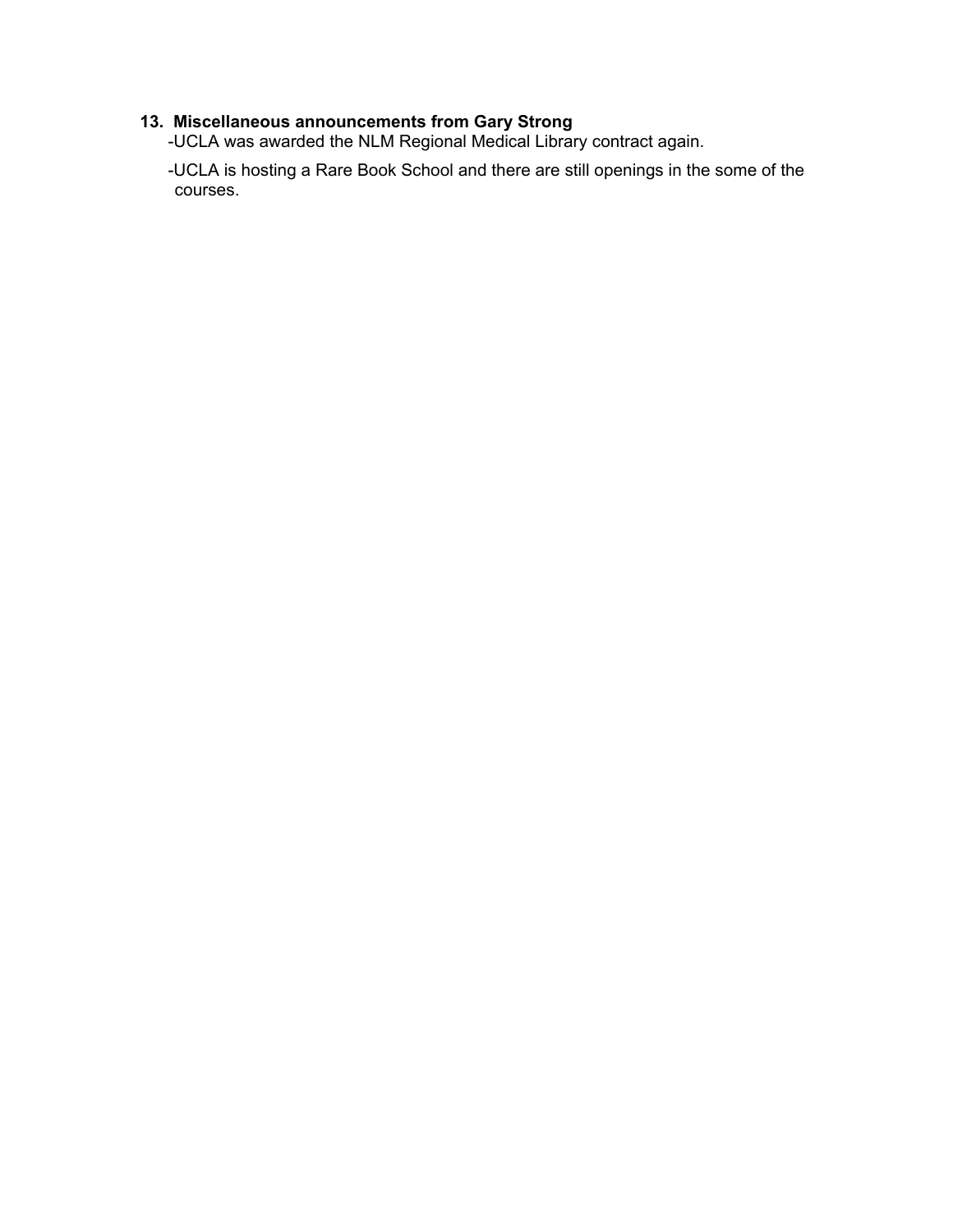**13. Miscellaneous announcements from Gary Strong**

-UCLA was awarded the NLM Regional Medical Library contract again.

-UCLA is hosting a Rare Book School and there are still openings in the some of the courses.